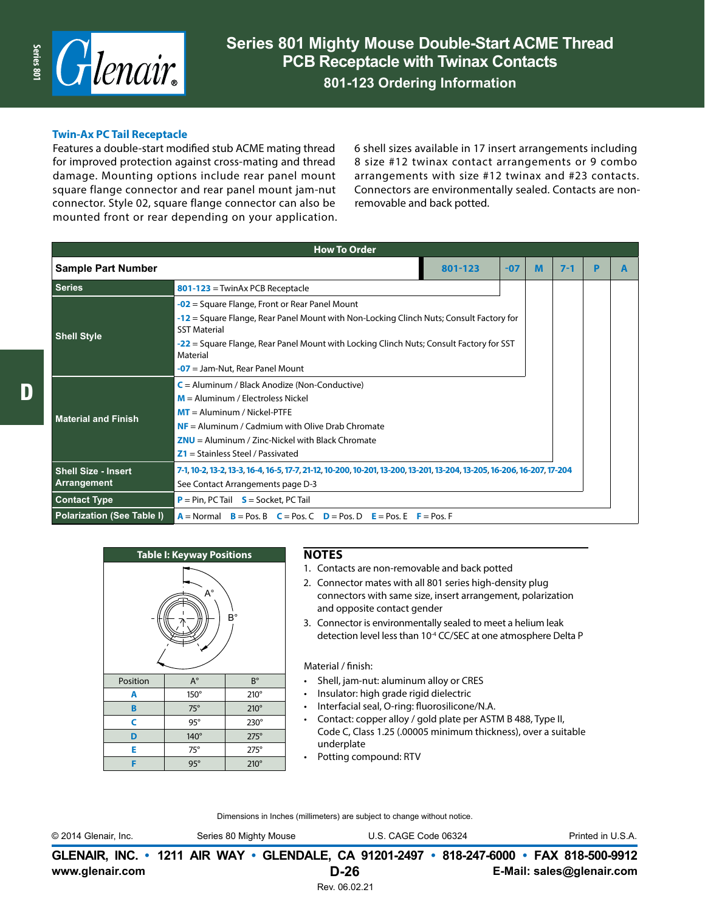# Series 801 Mighty Mouse Double-Start ACME Thread PCB Receptacle with Twinax Contacts

## 801-123 Ordering Information

### Twin-Ax PC Tail Receptacle

Features a double-start modified stub ACME mating thread for improved protection against cross-mating and thread damage. Mounting options include rear panel mount square flange connector and rear panel mount jam-nut connector. Style 02, square flange connector can also be mounted front or rear depending on your application.

6 shell sizes available in 17 insert arrangements including 8 size #12 twinax contact arrangements or 9 combo arrangements with size #12 twinax and #23 contacts. Connectors are environmentally sealed. Contacts are non-removable and back potted.

### How To Order

| Sample Part Number | 801-123 | -07 | M | 7-1 | P | A |
|---|---|---|---|---|---|---|
| Series | 801-123 = TwinAx PCB Receptacle | | | | | |
| Shell Style | -02 = Square Flange, Front or Rear Panel Mount<br>-12 = Square Flange, Rear Panel Mount with Non-Locking Clinch Nuts; Consult Factory for SST Material<br>-22 = Square Flange, Rear Panel Mount with Locking Clinch Nuts; Consult Factory for SST Material<br>-07 = Jam-Nut, Rear Panel Mount | | | | | |
| Material and Finish | C = Aluminum / Black Anodize (Non-Conductive)<br>M = Aluminum / Electroless Nickel<br>MT = Aluminum / Nickel-PTFE<br>NF = Aluminum / Cadmium with Olive Drab Chromate<br>ZNU = Aluminum / Zinc-Nickel with Black Chromate<br>Z1 = Stainless Steel / Passivated | | | | | |
| Shell Size - Insert Arrangement | 7-1, 10-2, 13-2, 13-3, 16-4, 16-5, 17-7, 21-12, 10-200, 10-201, 13-200, 13-201, 13-204, 13-205, 16-206, 16-207, 17-204<br>See Contact Arrangements page D-3 | | | | | |
| Contact Type | P = Pin, PC Tail   S = Socket, PC Tail | | | | | |
| Polarization (See Table I) | A = Normal   B = Pos. B   C = Pos. C   D = Pos. D   E = Pos. E   F = Pos. F | | | | | |

### Table I: Keyway Positions

| Position | A° | B° |
|---|---|---|
| A | 150° | 210° |
| B | 75° | 210° |
| C | 95° | 230° |
| D | 140° | 275° |
| E | 75° | 275° |
| F | 95° | 210° |

### NOTES

1. Contacts are non-removable and back potted
2. Connector mates with all 801 series high-density plug connectors with same size, insert arrangement, polarization and opposite contact gender
3. Connector is environmentally sealed to meet a helium leak detection level less than $10^{-4}$ CC/SEC at one atmosphere Delta P

Material / finish:

- Shell, jam-nut: aluminum alloy or CRES
- Insulator: high grade rigid dielectric
- Interfacial seal, O-ring: fluorosilicone/N.A.
- Contact: copper alloy / gold plate per ASTM B 488, Type II, Code C, Class 1.25 (.00005 minimum thickness), over a suitable underplate
- Potting compound: RTV

Dimensions in Inches (millimeters) are subject to change without notice.

© 2014 Glenair, Inc. Series 80 Mighty Mouse U.S. CAGE Code 06324 Printed in U.S.A.

GLENAIR, INC. • 1211 AIR WAY • GLENDALE, CA 91201-2497 • 818-247-6000 • FAX 818-500-9912
www.glenair.com E-Mail: sales@glenair.com

Rev. 06.02.21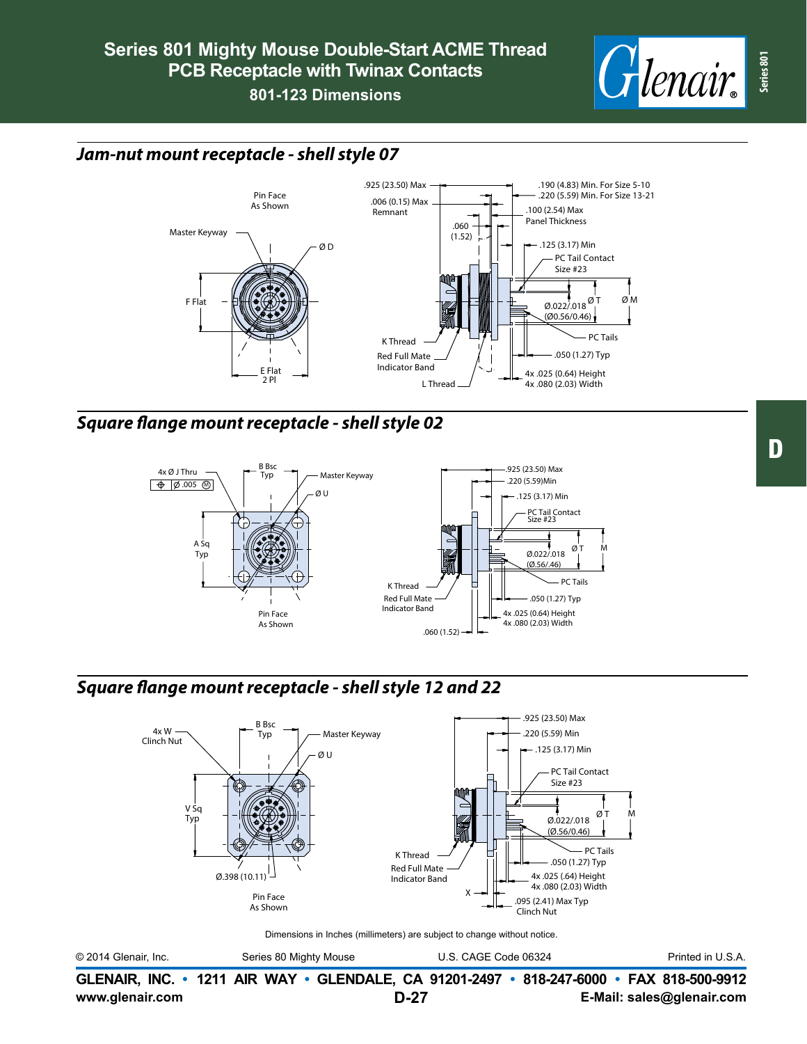# Series 801 Mighty Mouse Double-Start ACME Thread PCB Receptacle with Twinax Contacts

## 801-123 Dimensions

### *Jam-nut mount receptacle - shell style 07*

Pin Face As Shown

Master Keyway

Ø D

F Flat

E Flat 2 Pl

.925 (23.50) Max

.006 (0.15) Max Remnant

.060 (1.52)

.190 (4.83) Min. For Size 5-10
.220 (5.59) Min. For Size 13-21

.100 (2.54) Max Panel Thickness

.125 (3.17) Min

PC Tail Contact Size #23

Ø.022/.018 (Ø0.56/0.46)

Ø T

Ø M

K Thread

Red Full Mate Indicator Band

L Thread

PC Tails

.050 (1.27) Typ

4x .025 (0.64) Height
4x .080 (2.03) Width

### *Square flange mount receptacle - shell style 02*

4x Ø J Thru

⌖ Ø .005 Ⓜ

B Bsc Typ

Master Keyway

Ø U

A Sq Typ

Pin Face As Shown

.925 (23.50) Max

.220 (5.59)Min

.125 (3.17) Min

PC Tail Contact Size #23

Ø.022/.018 (Ø.56/.46)

Ø T

M

K Thread

Red Full Mate Indicator Band

PC Tails

.050 (1.27) Typ

4x .025 (0.64) Height
4x .080 (2.03) Width

.060 (1.52)

### *Square flange mount receptacle - shell style 12 and 22*

4x W Clinch Nut

B Bsc Typ

Master Keyway

Ø U

V Sq Typ

Ø.398 (10.11)

Pin Face As Shown

.925 (23.50) Max

.220 (5.59) Min

.125 (3.17) Min

PC Tail Contact Size #23

Ø.022/.018 (Ø.56/0.46)

Ø T

M

K Thread

Red Full Mate Indicator Band

X

PC Tails

.050 (1.27) Typ

4x .025 (.64) Height
4x .080 (2.03) Width

.095 (2.41) Max Typ Clinch Nut

Dimensions in Inches (millimeters) are subject to change without notice.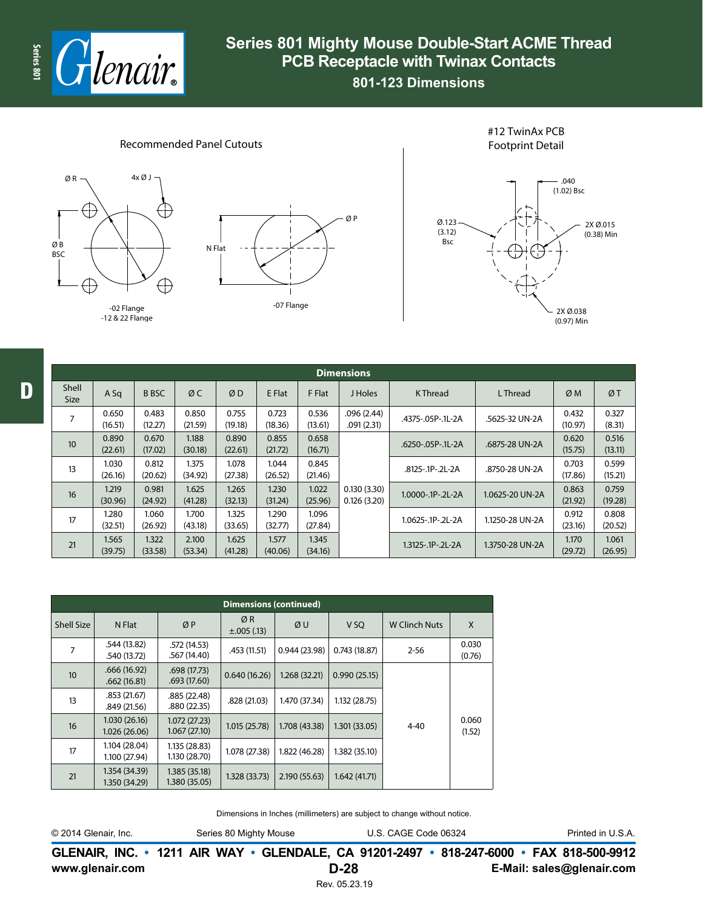# Series 801 Mighty Mouse Double-Start ACME Thread PCB Receptacle with Twinax Contacts

## 801-123 Dimensions

Recommended Panel Cutouts

Ø R

4x Ø J

Ø B BSC

-02 Flange
-12 & 22 Flange

N Flat

Ø P

-07 Flange

#12 TwinAx PCB Footprint Detail

.040 (1.02) Bsc

Ø.123 (3.12) Bsc

2X Ø.015 (0.38) Min

2X Ø.038 (0.97) Min

| Dimensions | | | | | | | | | | | | |
|---|---|---|---|---|---|---|---|---|---|---|---|---|
| Shell Size | A Sq | B BSC | Ø C | Ø D | E Flat | F Flat | J Holes | K Thread | L Thread | Ø M | Ø T |
| 7 | 0.650 (16.51) | 0.483 (12.27) | 0.850 (21.59) | 0.755 (19.18) | 0.723 (18.36) | 0.536 (13.61) | .096 (2.44) .091 (2.31) | .4375-.05P-.1L-2A | .5625-32 UN-2A | 0.432 (10.97) | 0.327 (8.31) |
| 10 | 0.890 (22.61) | 0.670 (17.02) | 1.188 (30.18) | 0.890 (22.61) | 0.855 (21.72) | 0.658 (16.71) | 0.130 (3.30) 0.126 (3.20) | .6250-.05P-.1L-2A | .6875-28 UN-2A | 0.620 (15.75) | 0.516 (13.11) |
| 13 | 1.030 (26.16) | 0.812 (20.62) | 1.375 (34.92) | 1.078 (27.38) | 1.044 (26.52) | 0.845 (21.46) | | .8125-.1P-.2L-2A | .8750-28 UN-2A | 0.703 (17.86) | 0.599 (15.21) |
| 16 | 1.219 (30.96) | 0.981 (24.92) | 1.625 (41.28) | 1.265 (32.13) | 1.230 (31.24) | 1.022 (25.96) | | 1.0000-.1P-.2L-2A | 1.0625-20 UN-2A | 0.863 (21.92) | 0.759 (19.28) |
| 17 | 1.280 (32.51) | 1.060 (26.92) | 1.700 (43.18) | 1.325 (33.65) | 1.290 (32.77) | 1.096 (27.84) | | 1.0625-.1P-.2L-2A | 1.1250-28 UN-2A | 0.912 (23.16) | 0.808 (20.52) |
| 21 | 1.565 (39.75) | 1.322 (33.58) | 2.100 (53.34) | 1.625 (41.28) | 1.577 (40.06) | 1.345 (34.16) | | 1.3125-.1P-.2L-2A | 1.3750-28 UN-2A | 1.170 (29.72) | 1.061 (26.95) |

| Dimensions (continued) | | | | | | | |
|---|---|---|---|---|---|---|---|
| Shell Size | N Flat | Ø P | Ø R ±.005 (.13) | Ø U | V SQ | W Clinch Nuts | X |
| 7 | .544 (13.82) .540 (13.72) | .572 (14.53) .567 (14.40) | .453 (11.51) | 0.944 (23.98) | 0.743 (18.87) | 2-56 | 0.030 (0.76) |
| 10 | .666 (16.92) .662 (16.81) | .698 (17.73) .693 (17.60) | 0.640 (16.26) | 1.268 (32.21) | 0.990 (25.15) | 4-40 | 0.060 (1.52) |
| 13 | .853 (21.67) .849 (21.56) | .885 (22.48) .880 (22.35) | .828 (21.03) | 1.470 (37.34) | 1.132 (28.75) | | |
| 16 | 1.030 (26.16) 1.026 (26.06) | 1.072 (27.23) 1.067 (27.10) | 1.015 (25.78) | 1.708 (43.38) | 1.301 (33.05) | | |
| 17 | 1.104 (28.04) 1.100 (27.94) | 1.135 (28.83) 1.130 (28.70) | 1.078 (27.38) | 1.822 (46.28) | 1.382 (35.10) | | |
| 21 | 1.354 (34.39) 1.350 (34.29) | 1.385 (35.18) 1.380 (35.05) | 1.328 (33.73) | 2.190 (55.63) | 1.642 (41.71) | | |

Dimensions in Inches (millimeters) are subject to change without notice.